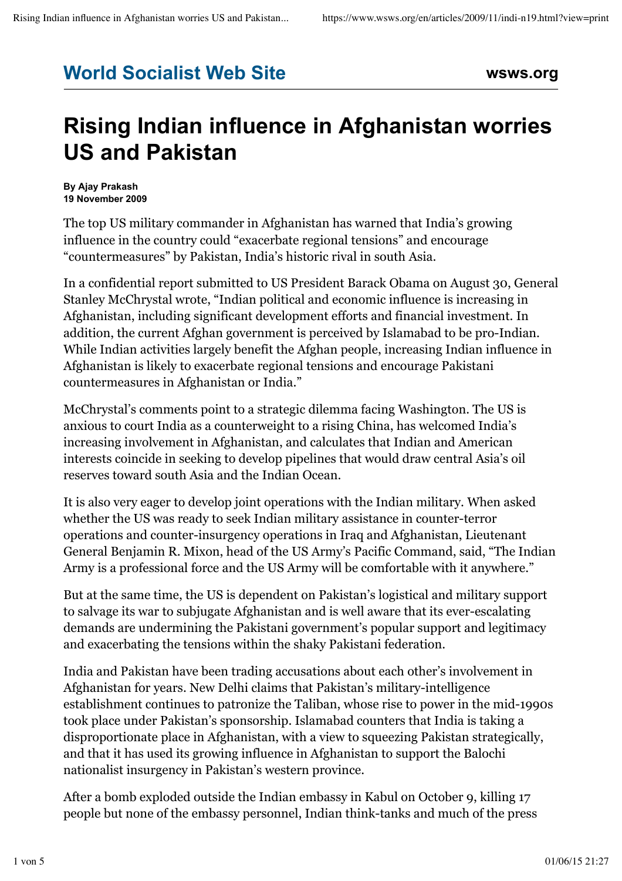**World Socialist Web Site** **wsws.org**

# Rising Indian influence in Afghanistan worries US and Pakistan

**By Ajay Prakash**
**19 November 2009**

The top US military commander in Afghanistan has warned that India's growing influence in the country could "exacerbate regional tensions" and encourage "countermeasures" by Pakistan, India's historic rival in south Asia.

In a confidential report submitted to US President Barack Obama on August 30, General Stanley McChrystal wrote, "Indian political and economic influence is increasing in Afghanistan, including significant development efforts and financial investment. In addition, the current Afghan government is perceived by Islamabad to be pro-Indian. While Indian activities largely benefit the Afghan people, increasing Indian influence in Afghanistan is likely to exacerbate regional tensions and encourage Pakistani countermeasures in Afghanistan or India."

McChrystal's comments point to a strategic dilemma facing Washington. The US is anxious to court India as a counterweight to a rising China, has welcomed India's increasing involvement in Afghanistan, and calculates that Indian and American interests coincide in seeking to develop pipelines that would draw central Asia's oil reserves toward south Asia and the Indian Ocean.

It is also very eager to develop joint operations with the Indian military. When asked whether the US was ready to seek Indian military assistance in counter-terror operations and counter-insurgency operations in Iraq and Afghanistan, Lieutenant General Benjamin R. Mixon, head of the US Army's Pacific Command, said, "The Indian Army is a professional force and the US Army will be comfortable with it anywhere."

But at the same time, the US is dependent on Pakistan's logistical and military support to salvage its war to subjugate Afghanistan and is well aware that its ever-escalating demands are undermining the Pakistani government's popular support and legitimacy and exacerbating the tensions within the shaky Pakistani federation.

India and Pakistan have been trading accusations about each other's involvement in Afghanistan for years. New Delhi claims that Pakistan's military-intelligence establishment continues to patronize the Taliban, whose rise to power in the mid-1990s took place under Pakistan's sponsorship. Islamabad counters that India is taking a disproportionate place in Afghanistan, with a view to squeezing Pakistan strategically, and that it has used its growing influence in Afghanistan to support the Balochi nationalist insurgency in Pakistan's western province.

After a bomb exploded outside the Indian embassy in Kabul on October 9, killing 17 people but none of the embassy personnel, Indian think-tanks and much of the press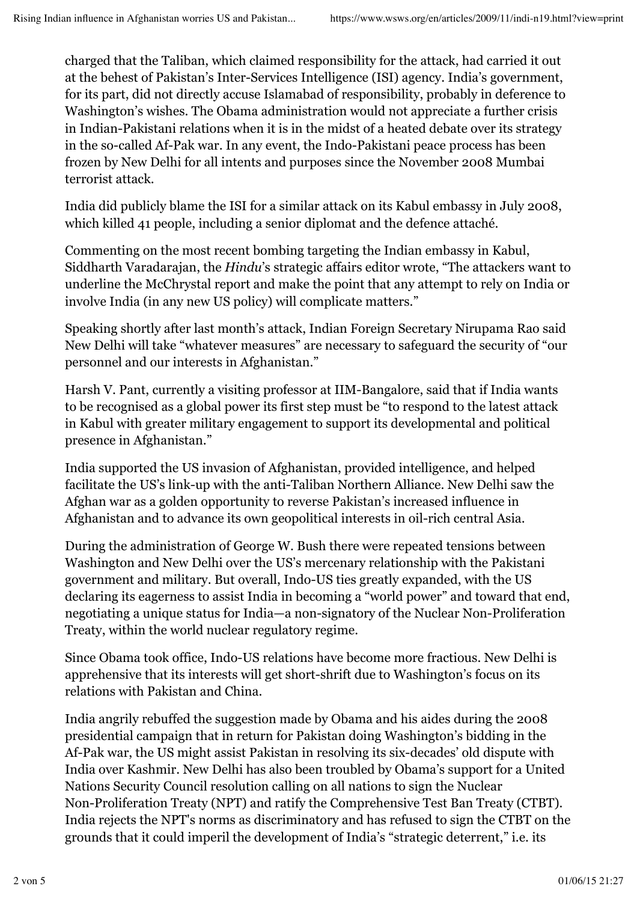charged that the Taliban, which claimed responsibility for the attack, had carried it out at the behest of Pakistan's Inter-Services Intelligence (ISI) agency. India's government, for its part, did not directly accuse Islamabad of responsibility, probably in deference to Washington's wishes. The Obama administration would not appreciate a further crisis in Indian-Pakistani relations when it is in the midst of a heated debate over its strategy in the so-called Af-Pak war. In any event, the Indo-Pakistani peace process has been frozen by New Delhi for all intents and purposes since the November 2008 Mumbai terrorist attack.

India did publicly blame the ISI for a similar attack on its Kabul embassy in July 2008, which killed 41 people, including a senior diplomat and the defence attaché.

Commenting on the most recent bombing targeting the Indian embassy in Kabul, Siddharth Varadarajan, the *Hindu*'s strategic affairs editor wrote, "The attackers want to underline the McChrystal report and make the point that any attempt to rely on India or involve India (in any new US policy) will complicate matters."

Speaking shortly after last month's attack, Indian Foreign Secretary Nirupama Rao said New Delhi will take "whatever measures" are necessary to safeguard the security of "our personnel and our interests in Afghanistan."

Harsh V. Pant, currently a visiting professor at IIM-Bangalore, said that if India wants to be recognised as a global power its first step must be "to respond to the latest attack in Kabul with greater military engagement to support its developmental and political presence in Afghanistan."

India supported the US invasion of Afghanistan, provided intelligence, and helped facilitate the US's link-up with the anti-Taliban Northern Alliance. New Delhi saw the Afghan war as a golden opportunity to reverse Pakistan's increased influence in Afghanistan and to advance its own geopolitical interests in oil-rich central Asia.

During the administration of George W. Bush there were repeated tensions between Washington and New Delhi over the US's mercenary relationship with the Pakistani government and military. But overall, Indo-US ties greatly expanded, with the US declaring its eagerness to assist India in becoming a "world power" and toward that end, negotiating a unique status for India—a non-signatory of the Nuclear Non-Proliferation Treaty, within the world nuclear regulatory regime.

Since Obama took office, Indo-US relations have become more fractious. New Delhi is apprehensive that its interests will get short-shrift due to Washington's focus on its relations with Pakistan and China.

India angrily rebuffed the suggestion made by Obama and his aides during the 2008 presidential campaign that in return for Pakistan doing Washington's bidding in the Af-Pak war, the US might assist Pakistan in resolving its six-decades' old dispute with India over Kashmir. New Delhi has also been troubled by Obama's support for a United Nations Security Council resolution calling on all nations to sign the Nuclear Non-Proliferation Treaty (NPT) and ratify the Comprehensive Test Ban Treaty (CTBT). India rejects the NPT's norms as discriminatory and has refused to sign the CTBT on the grounds that it could imperil the development of India's "strategic deterrent," i.e. its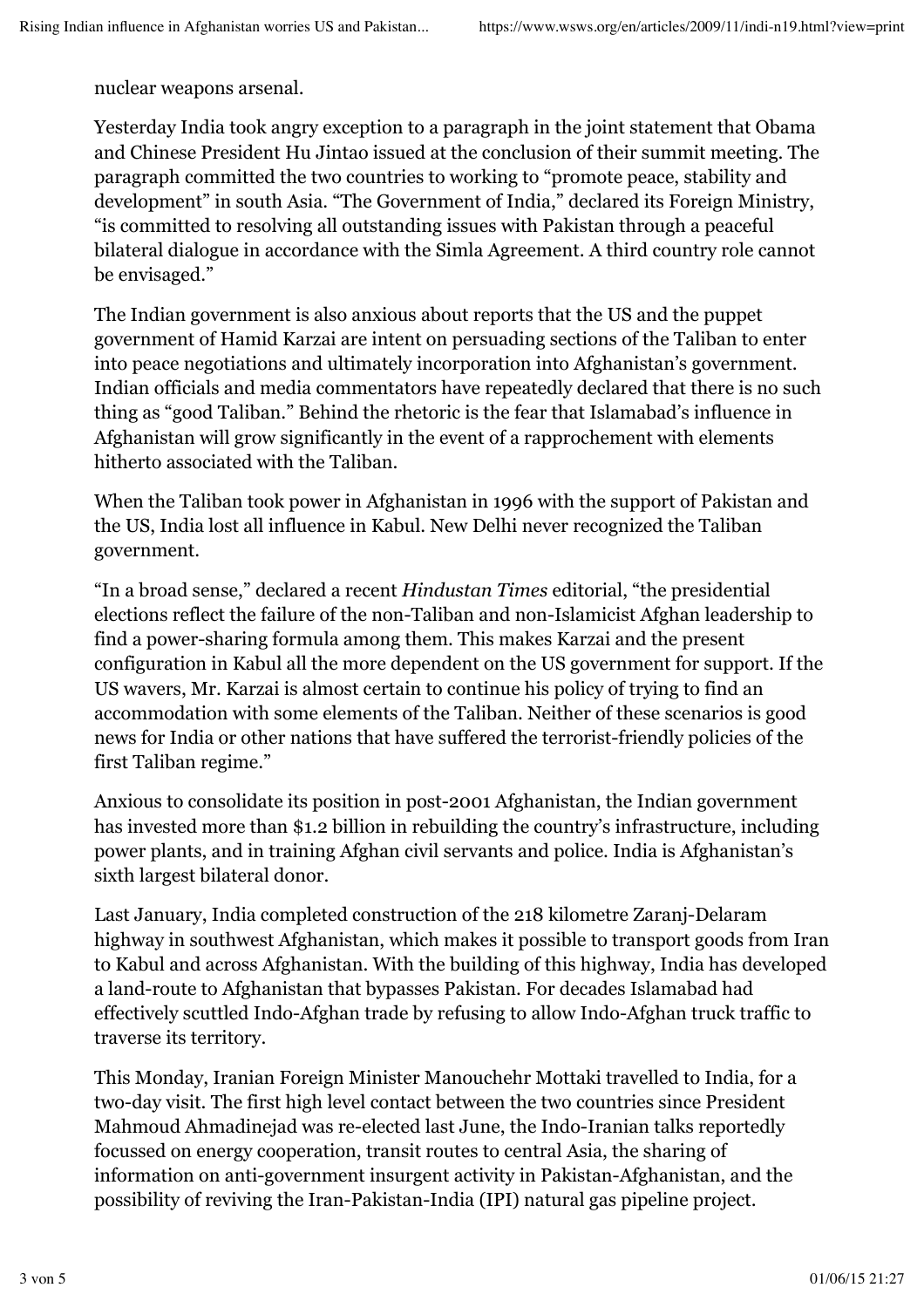nuclear weapons arsenal.

Yesterday India took angry exception to a paragraph in the joint statement that Obama and Chinese President Hu Jintao issued at the conclusion of their summit meeting. The paragraph committed the two countries to working to "promote peace, stability and development" in south Asia. "The Government of India," declared its Foreign Ministry, "is committed to resolving all outstanding issues with Pakistan through a peaceful bilateral dialogue in accordance with the Simla Agreement. A third country role cannot be envisaged."

The Indian government is also anxious about reports that the US and the puppet government of Hamid Karzai are intent on persuading sections of the Taliban to enter into peace negotiations and ultimately incorporation into Afghanistan's government. Indian officials and media commentators have repeatedly declared that there is no such thing as "good Taliban." Behind the rhetoric is the fear that Islamabad's influence in Afghanistan will grow significantly in the event of a rapprochement with elements hitherto associated with the Taliban.

When the Taliban took power in Afghanistan in 1996 with the support of Pakistan and the US, India lost all influence in Kabul. New Delhi never recognized the Taliban government.

"In a broad sense," declared a recent *Hindustan Times* editorial, "the presidential elections reflect the failure of the non-Taliban and non-Islamicist Afghan leadership to find a power-sharing formula among them. This makes Karzai and the present configuration in Kabul all the more dependent on the US government for support. If the US wavers, Mr. Karzai is almost certain to continue his policy of trying to find an accommodation with some elements of the Taliban. Neither of these scenarios is good news for India or other nations that have suffered the terrorist-friendly policies of the first Taliban regime."

Anxious to consolidate its position in post-2001 Afghanistan, the Indian government has invested more than $1.2 billion in rebuilding the country's infrastructure, including power plants, and in training Afghan civil servants and police. India is Afghanistan's sixth largest bilateral donor.

Last January, India completed construction of the 218 kilometre Zaranj-Delaram highway in southwest Afghanistan, which makes it possible to transport goods from Iran to Kabul and across Afghanistan. With the building of this highway, India has developed a land-route to Afghanistan that bypasses Pakistan. For decades Islamabad had effectively scuttled Indo-Afghan trade by refusing to allow Indo-Afghan truck traffic to traverse its territory.

This Monday, Iranian Foreign Minister Manouchehr Mottaki travelled to India, for a two-day visit. The first high level contact between the two countries since President Mahmoud Ahmadinejad was re-elected last June, the Indo-Iranian talks reportedly focussed on energy cooperation, transit routes to central Asia, the sharing of information on anti-government insurgent activity in Pakistan-Afghanistan, and the possibility of reviving the Iran-Pakistan-India (IPI) natural gas pipeline project.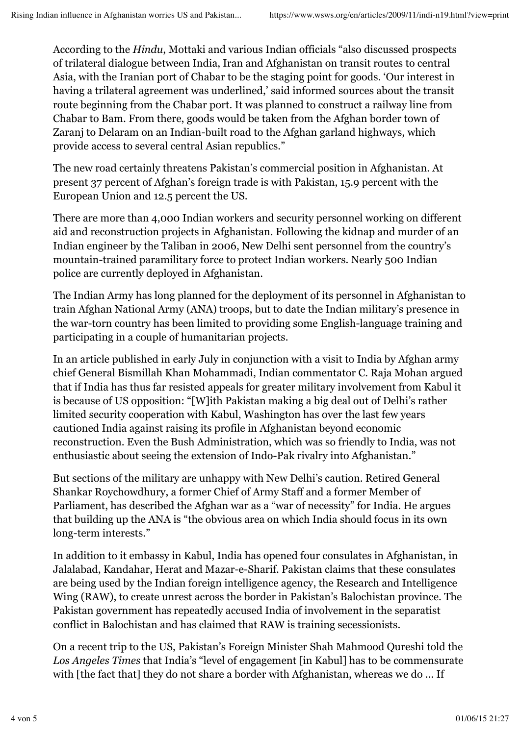According to the *Hindu*, Mottaki and various Indian officials "also discussed prospects of trilateral dialogue between India, Iran and Afghanistan on transit routes to central Asia, with the Iranian port of Chabar to be the staging point for goods. 'Our interest in having a trilateral agreement was underlined,' said informed sources about the transit route beginning from the Chabar port. It was planned to construct a railway line from Chabar to Bam. From there, goods would be taken from the Afghan border town of Zaranj to Delaram on an Indian-built road to the Afghan garland highways, which provide access to several central Asian republics."

The new road certainly threatens Pakistan's commercial position in Afghanistan. At present 37 percent of Afghan's foreign trade is with Pakistan, 15.9 percent with the European Union and 12.5 percent the US.

There are more than 4,000 Indian workers and security personnel working on different aid and reconstruction projects in Afghanistan. Following the kidnap and murder of an Indian engineer by the Taliban in 2006, New Delhi sent personnel from the country's mountain-trained paramilitary force to protect Indian workers. Nearly 500 Indian police are currently deployed in Afghanistan.

The Indian Army has long planned for the deployment of its personnel in Afghanistan to train Afghan National Army (ANA) troops, but to date the Indian military's presence in the war-torn country has been limited to providing some English-language training and participating in a couple of humanitarian projects.

In an article published in early July in conjunction with a visit to India by Afghan army chief General Bismillah Khan Mohammadi, Indian commentator C. Raja Mohan argued that if India has thus far resisted appeals for greater military involvement from Kabul it is because of US opposition: "[W]ith Pakistan making a big deal out of Delhi's rather limited security cooperation with Kabul, Washington has over the last few years cautioned India against raising its profile in Afghanistan beyond economic reconstruction. Even the Bush Administration, which was so friendly to India, was not enthusiastic about seeing the extension of Indo-Pak rivalry into Afghanistan."

But sections of the military are unhappy with New Delhi's caution. Retired General Shankar Roychowdhury, a former Chief of Army Staff and a former Member of Parliament, has described the Afghan war as a "war of necessity" for India. He argues that building up the ANA is "the obvious area on which India should focus in its own long-term interests."

In addition to it embassy in Kabul, India has opened four consulates in Afghanistan, in Jalalabad, Kandahar, Herat and Mazar-e-Sharif. Pakistan claims that these consulates are being used by the Indian foreign intelligence agency, the Research and Intelligence Wing (RAW), to create unrest across the border in Pakistan's Balochistan province. The Pakistan government has repeatedly accused India of involvement in the separatist conflict in Balochistan and has claimed that RAW is training secessionists.

On a recent trip to the US, Pakistan's Foreign Minister Shah Mahmood Qureshi told the *Los Angeles Times* that India's "level of engagement [in Kabul] has to be commensurate with [the fact that] they do not share a border with Afghanistan, whereas we do ... If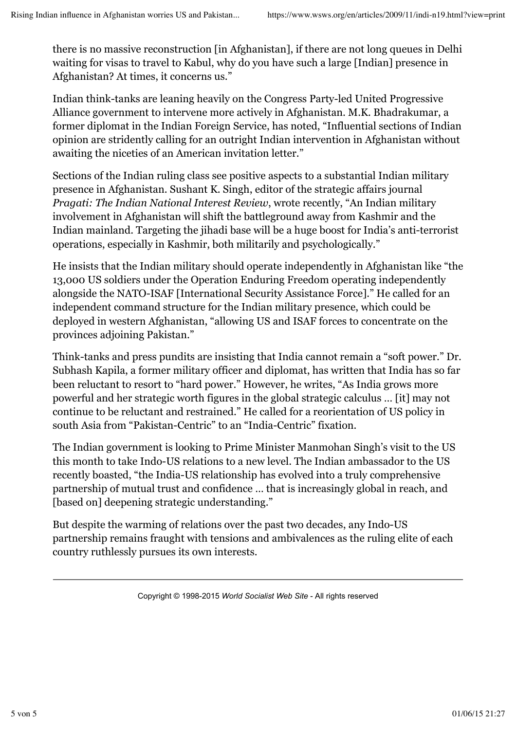there is no massive reconstruction [in Afghanistan], if there are not long queues in Delhi waiting for visas to travel to Kabul, why do you have such a large [Indian] presence in Afghanistan? At times, it concerns us."

Indian think-tanks are leaning heavily on the Congress Party-led United Progressive Alliance government to intervene more actively in Afghanistan. M.K. Bhadrakumar, a former diplomat in the Indian Foreign Service, has noted, "Influential sections of Indian opinion are stridently calling for an outright Indian intervention in Afghanistan without awaiting the niceties of an American invitation letter."

Sections of the Indian ruling class see positive aspects to a substantial Indian military presence in Afghanistan. Sushant K. Singh, editor of the strategic affairs journal *Pragati: The Indian National Interest Review*, wrote recently, "An Indian military involvement in Afghanistan will shift the battleground away from Kashmir and the Indian mainland. Targeting the jihadi base will be a huge boost for India's anti-terrorist operations, especially in Kashmir, both militarily and psychologically."

He insists that the Indian military should operate independently in Afghanistan like "the 13,000 US soldiers under the Operation Enduring Freedom operating independently alongside the NATO-ISAF [International Security Assistance Force]." He called for an independent command structure for the Indian military presence, which could be deployed in western Afghanistan, "allowing US and ISAF forces to concentrate on the provinces adjoining Pakistan."

Think-tanks and press pundits are insisting that India cannot remain a "soft power." Dr. Subhash Kapila, a former military officer and diplomat, has written that India has so far been reluctant to resort to "hard power." However, he writes, "As India grows more powerful and her strategic worth figures in the global strategic calculus … [it] may not continue to be reluctant and restrained." He called for a reorientation of US policy in south Asia from "Pakistan-Centric" to an "India-Centric" fixation.

The Indian government is looking to Prime Minister Manmohan Singh's visit to the US this month to take Indo-US relations to a new level. The Indian ambassador to the US recently boasted, "the India-US relationship has evolved into a truly comprehensive partnership of mutual trust and confidence … that is increasingly global in reach, and [based on] deepening strategic understanding."

But despite the warming of relations over the past two decades, any Indo-US partnership remains fraught with tensions and ambivalences as the ruling elite of each country ruthlessly pursues its own interests.

---

Copyright © 1998-2015 *World Socialist Web Site* - All rights reserved